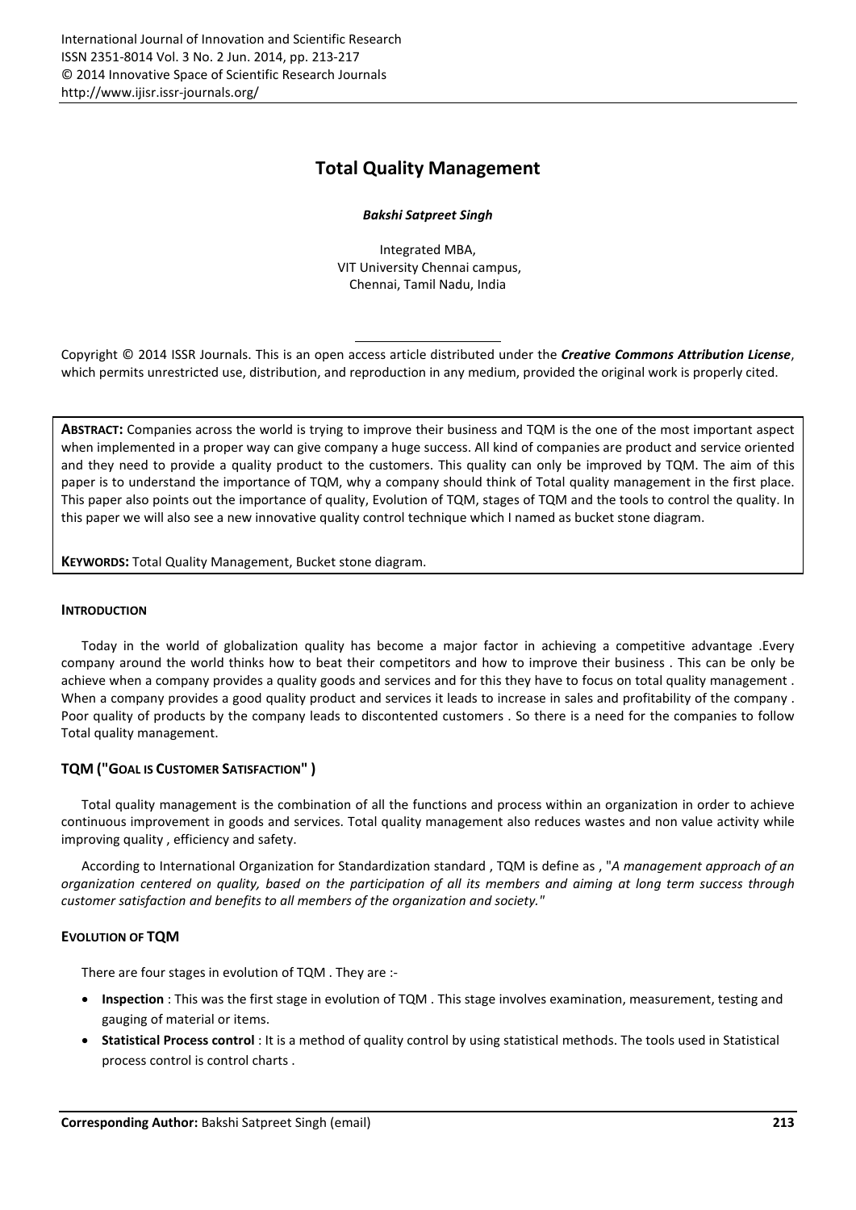# Total Quality Management

***Bakshi Satpreet Singh***

Integrated MBA,
VIT University Chennai campus,
Chennai, Tamil Nadu, India

Copyright © 2014 ISSR Journals. This is an open access article distributed under the ***Creative Commons Attribution License***, which permits unrestricted use, distribution, and reproduction in any medium, provided the original work is properly cited.

**ABSTRACT:** Companies across the world is trying to improve their business and TQM is the one of the most important aspect when implemented in a proper way can give company a huge success. All kind of companies are product and service oriented and they need to provide a quality product to the customers. This quality can only be improved by TQM. The aim of this paper is to understand the importance of TQM, why a company should think of Total quality management in the first place. This paper also points out the importance of quality, Evolution of TQM, stages of TQM and the tools to control the quality. In this paper we will also see a new innovative quality control technique which I named as bucket stone diagram.

**KEYWORDS:** Total Quality Management, Bucket stone diagram.

## INTRODUCTION

Today in the world of globalization quality has become a major factor in achieving a competitive advantage .Every company around the world thinks how to beat their competitors and how to improve their business . This can be only be achieve when a company provides a quality goods and services and for this they have to focus on total quality management . When a company provides a good quality product and services it leads to increase in sales and profitability of the company . Poor quality of products by the company leads to discontented customers . So there is a need for the companies to follow Total quality management.

## TQM ("GOAL IS CUSTOMER SATISFACTION" )

Total quality management is the combination of all the functions and process within an organization in order to achieve continuous improvement in goods and services. Total quality management also reduces wastes and non value activity while improving quality , efficiency and safety.

According to International Organization for Standardization standard , TQM is define as , "*A management approach of an organization centered on quality, based on the participation of all its members and aiming at long term success through customer satisfaction and benefits to all members of the organization and society."*

## EVOLUTION OF TQM

There are four stages in evolution of TQM . They are :-

- **Inspection** : This was the first stage in evolution of TQM . This stage involves examination, measurement, testing and gauging of material or items.
- **Statistical Process control** : It is a method of quality control by using statistical methods. The tools used in Statistical process control is control charts .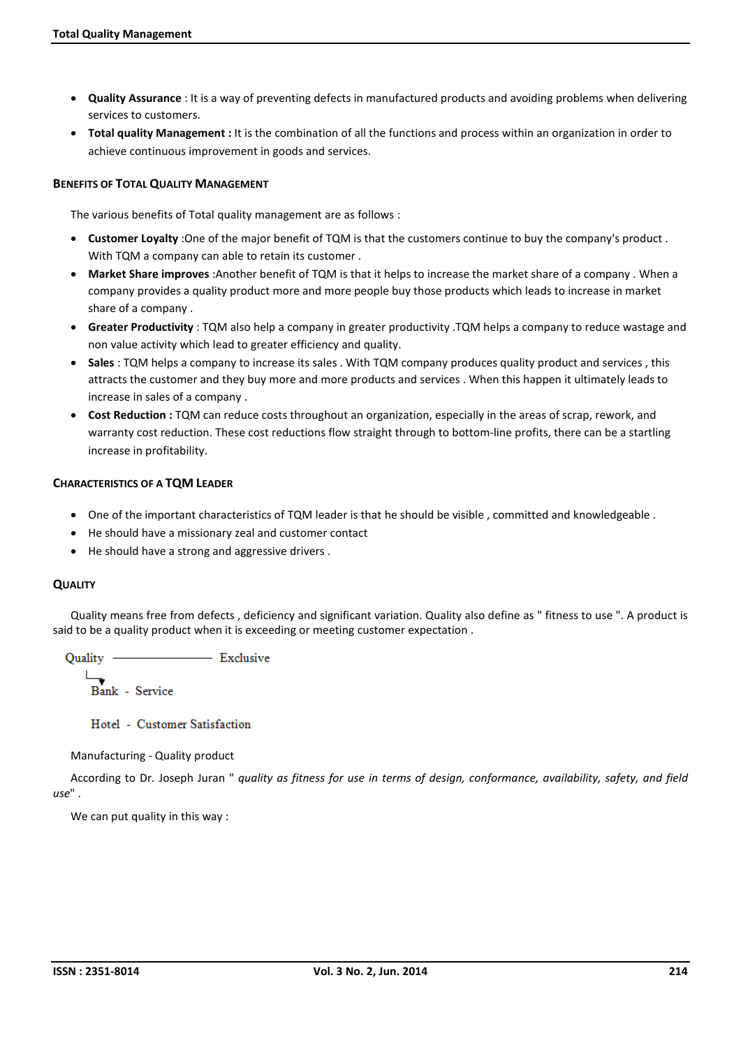- **Quality Assurance** : It is a way of preventing defects in manufactured products and avoiding problems when delivering services to customers.
- **Total quality Management :** It is the combination of all the functions and process within an organization in order to achieve continuous improvement in goods and services.

#### BENEFITS OF TOTAL QUALITY MANAGEMENT

The various benefits of Total quality management are as follows :

- **Customer Loyalty** :One of the major benefit of TQM is that the customers continue to buy the company's product . With TQM a company can able to retain its customer .
- **Market Share improves** :Another benefit of TQM is that it helps to increase the market share of a company . When a company provides a quality product more and more people buy those products which leads to increase in market share of a company .
- **Greater Productivity** : TQM also help a company in greater productivity .TQM helps a company to reduce wastage and non value activity which lead to greater efficiency and quality.
- **Sales** : TQM helps a company to increase its sales . With TQM company produces quality product and services , this attracts the customer and they buy more and more products and services . When this happen it ultimately leads to increase in sales of a company .
- **Cost Reduction :** TQM can reduce costs throughout an organization, especially in the areas of scrap, rework, and warranty cost reduction. These cost reductions flow straight through to bottom-line profits, there can be a startling increase in profitability.

#### CHARACTERISTICS OF A TQM LEADER

- One of the important characteristics of TQM leader is that he should be visible , committed and knowledgeable .
- He should have a missionary zeal and customer contact
- He should have a strong and aggressive drivers .

#### QUALITY

Quality means free from defects , deficiency and significant variation. Quality also define as " fitness to use ". A product is said to be a quality product when it is exceeding or meeting customer expectation .

Quality ————— Exclusive

↳ Bank - Service

Hotel - Customer Satisfaction

Manufacturing - Quality product

According to Dr. Joseph Juran " *quality as fitness for use in terms of design, conformance, availability, safety, and field use*" .

We can put quality in this way :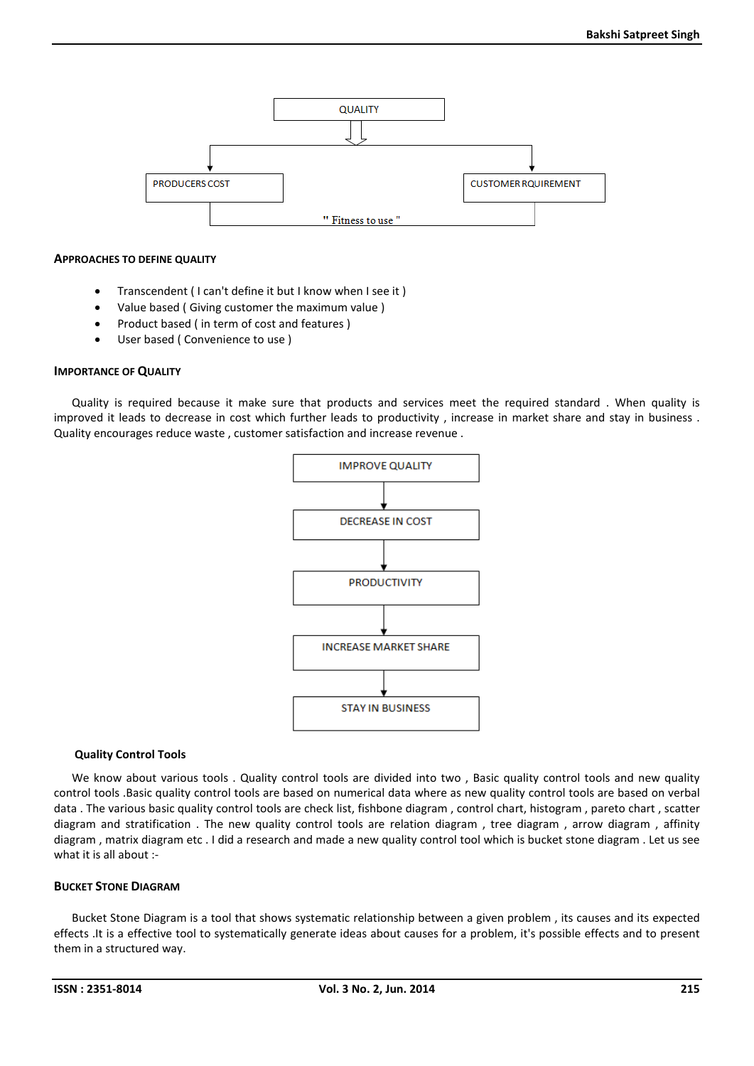QUALITY

PRODUCERS COST | CUSTOMER RQUIREMENT

" Fitness to use "

### APPROACHES TO DEFINE QUALITY

- Transcendent ( I can't define it but I know when I see it )
- Value based ( Giving customer the maximum value )
- Product based ( in term of cost and features )
- User based ( Convenience to use )

### IMPORTANCE OF QUALITY

Quality is required because it make sure that products and services meet the required standard . When quality is improved it leads to decrease in cost which further leads to productivity , increase in market share and stay in business . Quality encourages reduce waste , customer satisfaction and increase revenue .

IMPROVE QUALITY → DECREASE IN COST → PRODUCTIVITY → INCREASE MARKET SHARE → STAY IN BUSINESS

### Quality Control Tools

We know about various tools . Quality control tools are divided into two , Basic quality control tools and new quality control tools .Basic quality control tools are based on numerical data where as new quality control tools are based on verbal data . The various basic quality control tools are check list, fishbone diagram , control chart, histogram , pareto chart , scatter diagram and stratification . The new quality control tools are relation diagram , tree diagram , arrow diagram , affinity diagram , matrix diagram etc . I did a research and made a new quality control tool which is bucket stone diagram . Let us see what it is all about :-

### BUCKET STONE DIAGRAM

Bucket Stone Diagram is a tool that shows systematic relationship between a given problem , its causes and its expected effects .It is a effective tool to systematically generate ideas about causes for a problem, it's possible effects and to present them in a structured way.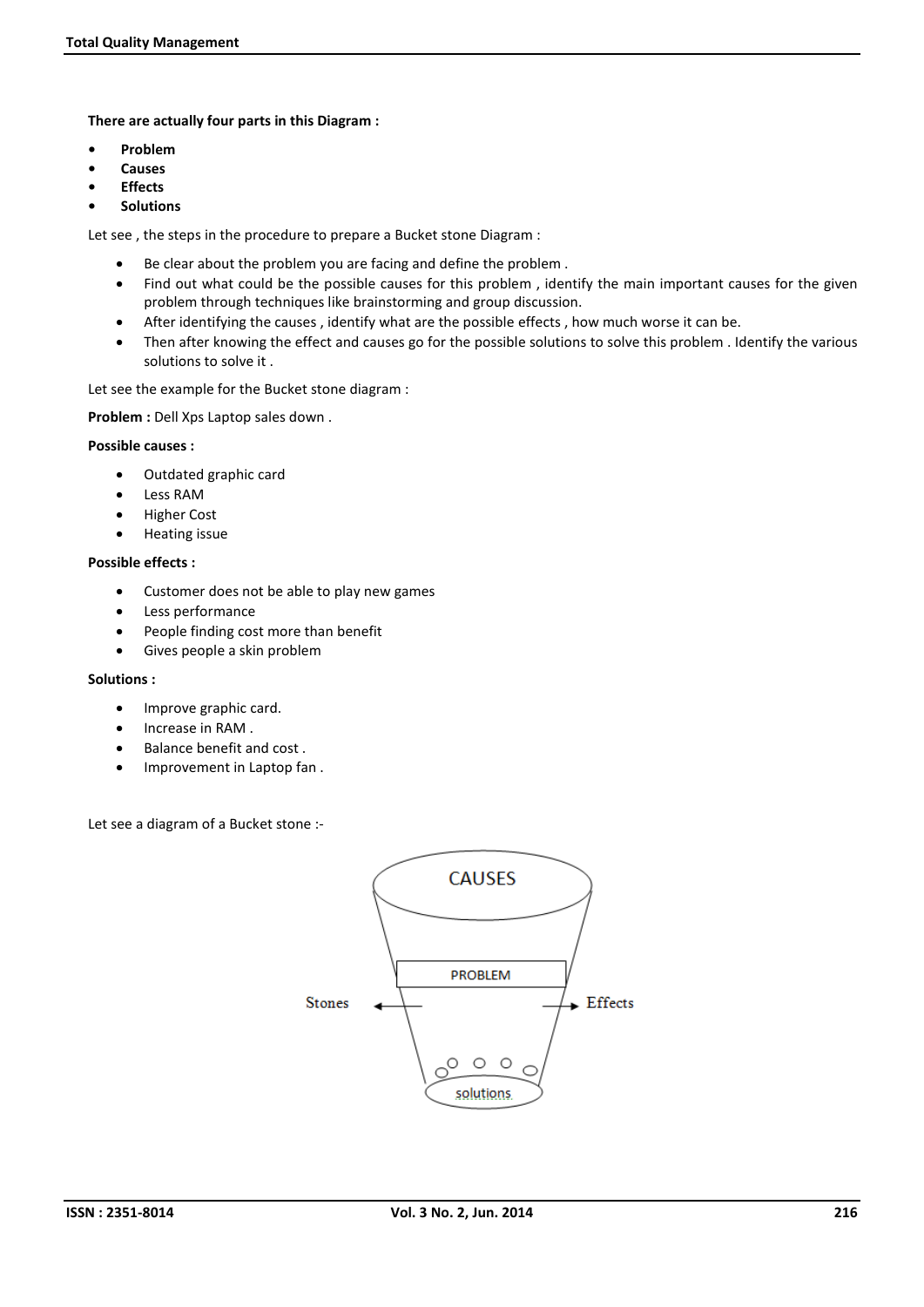**There are actually four parts in this Diagram :**

- **Problem**
- **Causes**
- **Effects**
- **Solutions**

Let see , the steps in the procedure to prepare a Bucket stone Diagram :

- Be clear about the problem you are facing and define the problem .
- Find out what could be the possible causes for this problem , identify the main important causes for the given problem through techniques like brainstorming and group discussion.
- After identifying the causes , identify what are the possible effects , how much worse it can be.
- Then after knowing the effect and causes go for the possible solutions to solve this problem . Identify the various solutions to solve it .

Let see the example for the Bucket stone diagram :

**Problem :** Dell Xps Laptop sales down .

**Possible causes :**

- Outdated graphic card
- Less RAM
- Higher Cost
- Heating issue

**Possible effects :**

- Customer does not be able to play new games
- Less performance
- People finding cost more than benefit
- Gives people a skin problem

**Solutions :**

- Improve graphic card.
- Increase in RAM .
- Balance benefit and cost .
- Improvement in Laptop fan .

Let see a diagram of a Bucket stone :-

CAUSES

PROBLEM

Stones

Effects

solutions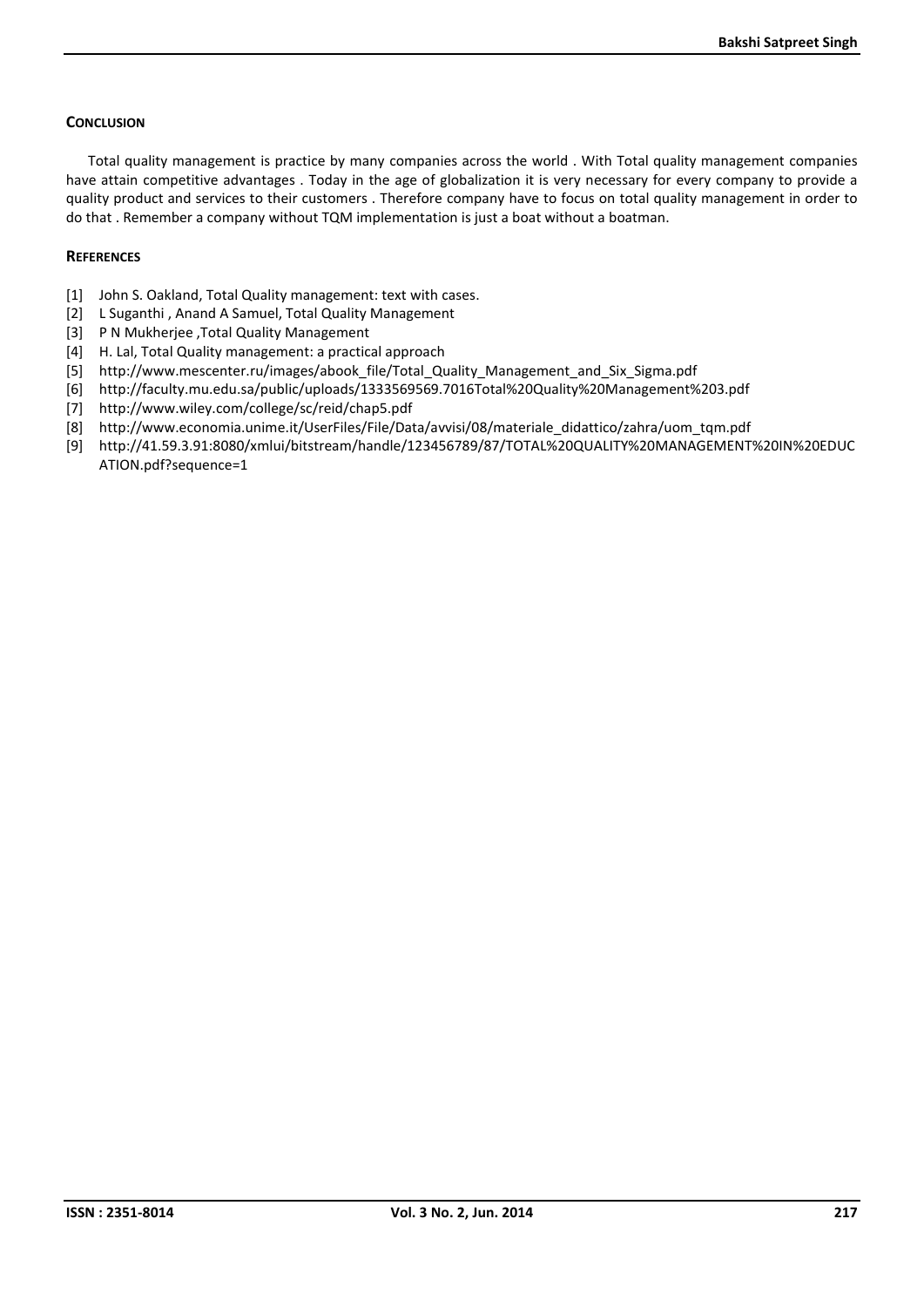## CONCLUSION

Total quality management is practice by many companies across the world . With Total quality management companies have attain competitive advantages . Today in the age of globalization it is very necessary for every company to provide a quality product and services to their customers . Therefore company have to focus on total quality management in order to do that . Remember a company without TQM implementation is just a boat without a boatman.

## REFERENCES

[1] John S. Oakland, Total Quality management: text with cases.

[2] L Suganthi , Anand A Samuel, Total Quality Management

[3] P N Mukherjee ,Total Quality Management

[4] H. Lal, Total Quality management: a practical approach

[5] http://www.mescenter.ru/images/abook_file/Total_Quality_Management_and_Six_Sigma.pdf

[6] http://faculty.mu.edu.sa/public/uploads/1333569569.7016Total%20Quality%20Management%203.pdf

[7] http://www.wiley.com/college/sc/reid/chap5.pdf

[8] http://www.economia.unime.it/UserFiles/File/Data/avvisi/08/materiale_didattico/zahra/uom_tqm.pdf

[9] http://41.59.3.91:8080/xmlui/bitstream/handle/123456789/87/TOTAL%20QUALITY%20MANAGEMENT%20IN%20EDUCATION.pdf?sequence=1